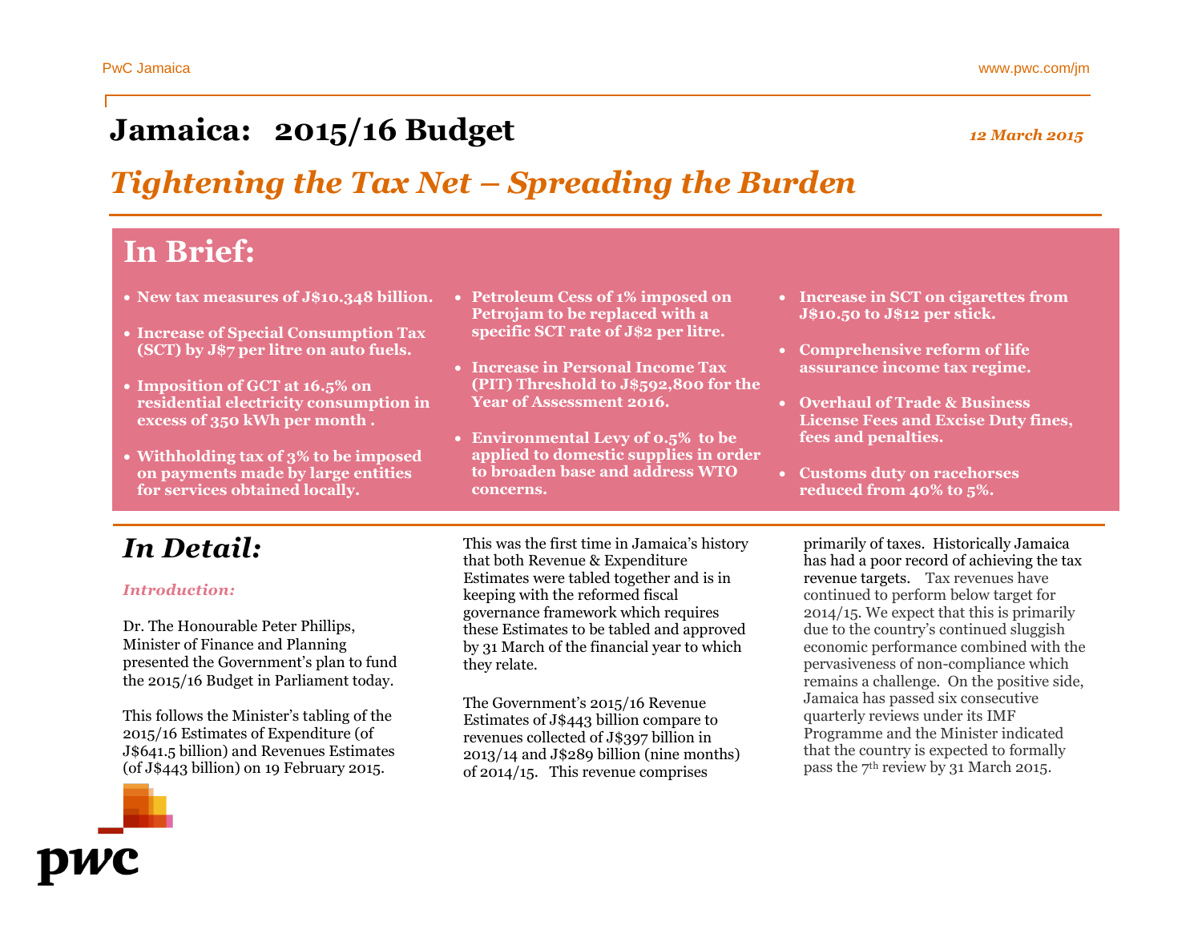# Jamaica: 2015/16 Budget

*12 March 2015*

## *Tightening the Tax Net – Spreading the Burden*

## In Brief:

- **New tax measures of J$10.348 billion.**
- **Increase of Special Consumption Tax (SCT) by J$7 per litre on auto fuels.**
- **Imposition of GCT at 16.5% on residential electricity consumption in excess of 350 kWh per month .**
- **Withholding tax of 3% to be imposed on payments made by large entities for services obtained locally.**
- **Petroleum Cess of 1% imposed on Petrojam to be replaced with a specific SCT rate of J$2 per litre.**
- **Increase in Personal Income Tax (PIT) Threshold to J$592,800 for the Year of Assessment 2016.**
- **Environmental Levy of 0.5% to be applied to domestic supplies in order to broaden base and address WTO concerns.**
- **Increase in SCT on cigarettes from J$10.50 to J$12 per stick.**
- **Comprehensive reform of life assurance income tax regime.**
- **Overhaul of Trade & Business License Fees and Excise Duty fines, fees and penalties.**
- **Customs duty on racehorses reduced from 40% to 5%.**

## *In Detail:*

### *Introduction:*

Dr. The Honourable Peter Phillips, Minister of Finance and Planning presented the Government's plan to fund the 2015/16 Budget in Parliament today.

This follows the Minister's tabling of the 2015/16 Estimates of Expenditure (of J$641.5 billion) and Revenues Estimates (of J$443 billion) on 19 February 2015.

This was the first time in Jamaica's history that both Revenue & Expenditure Estimates were tabled together and is in keeping with the reformed fiscal governance framework which requires these Estimates to be tabled and approved by 31 March of the financial year to which they relate.

The Government's 2015/16 Revenue Estimates of J$443 billion compare to revenues collected of J$397 billion in 2013/14 and J$289 billion (nine months) of 2014/15. This revenue comprises primarily of taxes. Historically Jamaica has had a poor record of achieving the tax revenue targets. Tax revenues have continued to perform below target for 2014/15. We expect that this is primarily due to the country's continued sluggish economic performance combined with the pervasiveness of non-compliance which remains a challenge. On the positive side, Jamaica has passed six consecutive quarterly reviews under its IMF Programme and the Minister indicated that the country is expected to formally pass the 7th review by 31 March 2015.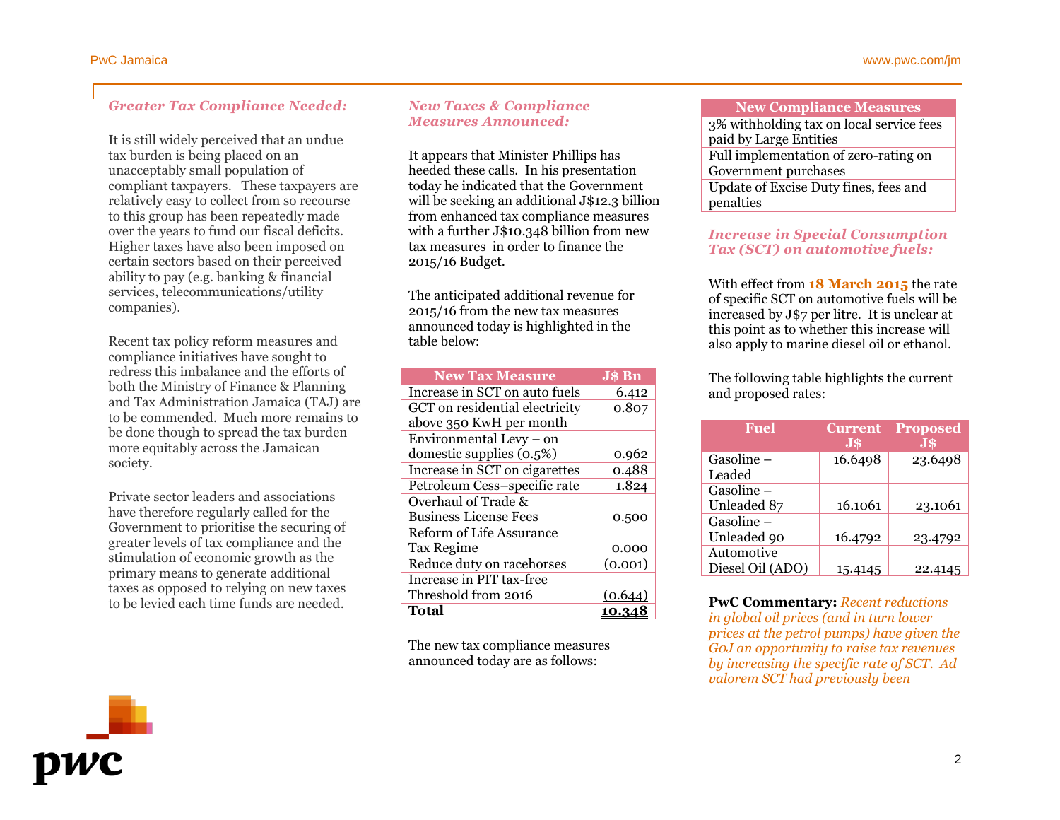### *Greater Tax Compliance Needed:*

It is still widely perceived that an undue tax burden is being placed on an unacceptably small population of compliant taxpayers. These taxpayers are relatively easy to collect from so recourse to this group has been repeatedly made over the years to fund our fiscal deficits. Higher taxes have also been imposed on certain sectors based on their perceived ability to pay (e.g. banking & financial services, telecommunications/utility companies).

Recent tax policy reform measures and compliance initiatives have sought to redress this imbalance and the efforts of both the Ministry of Finance & Planning and Tax Administration Jamaica (TAJ) are to be commended. Much more remains to be done though to spread the tax burden more equitably across the Jamaican society.

Private sector leaders and associations have therefore regularly called for the Government to prioritise the securing of greater levels of tax compliance and the stimulation of economic growth as the primary means to generate additional taxes as opposed to relying on new taxes to be levied each time funds are needed.

### *New Taxes & Compliance Measures Announced:*

It appears that Minister Phillips has heeded these calls. In his presentation today he indicated that the Government will be seeking an additional J$12.3 billion from enhanced tax compliance measures with a further J$10.348 billion from new tax measures in order to finance the 2015/16 Budget.

The anticipated additional revenue for 2015/16 from the new tax measures announced today is highlighted in the table below:

| New Tax Measure | J$ Bn |
|---|---|
| Increase in SCT on auto fuels | 6.412 |
| GCT on residential electricity above 350 KwH per month | 0.807 |
| Environmental Levy – on domestic supplies (0.5%) | 0.962 |
| Increase in SCT on cigarettes | 0.488 |
| Petroleum Cess–specific rate | 1.824 |
| Overhaul of Trade & Business License Fees | 0.500 |
| Reform of Life Assurance Tax Regime | 0.000 |
| Reduce duty on racehorses | (0.001) |
| Increase in PIT tax-free Threshold from 2016 | (0.644) |
| **Total** | **10.348** |

The new tax compliance measures announced today are as follows:

| New Compliance Measures |
|---|
| 3% withholding tax on local service fees paid by Large Entities |
| Full implementation of zero-rating on Government purchases |
| Update of Excise Duty fines, fees and penalties |

### *Increase in Special Consumption Tax (SCT) on automotive fuels:*

With effect from **18 March 2015** the rate of specific SCT on automotive fuels will be increased by J$7 per litre. It is unclear at this point as to whether this increase will also apply to marine diesel oil or ethanol.

The following table highlights the current and proposed rates:

| Fuel | Current J$ | Proposed J$ |
|---|---|---|
| Gasoline – Leaded | 16.6498 | 23.6498 |
| Gasoline – Unleaded 87 | 16.1061 | 23.1061 |
| Gasoline – Unleaded 90 | 16.4792 | 23.4792 |
| Automotive Diesel Oil (ADO) | 15.4145 | 22.4145 |

**PwC Commentary:** *Recent reductions in global oil prices (and in turn lower prices at the petrol pumps) have given the GoJ an opportunity to raise tax revenues by increasing the specific rate of SCT. Ad valorem SCT had previously been*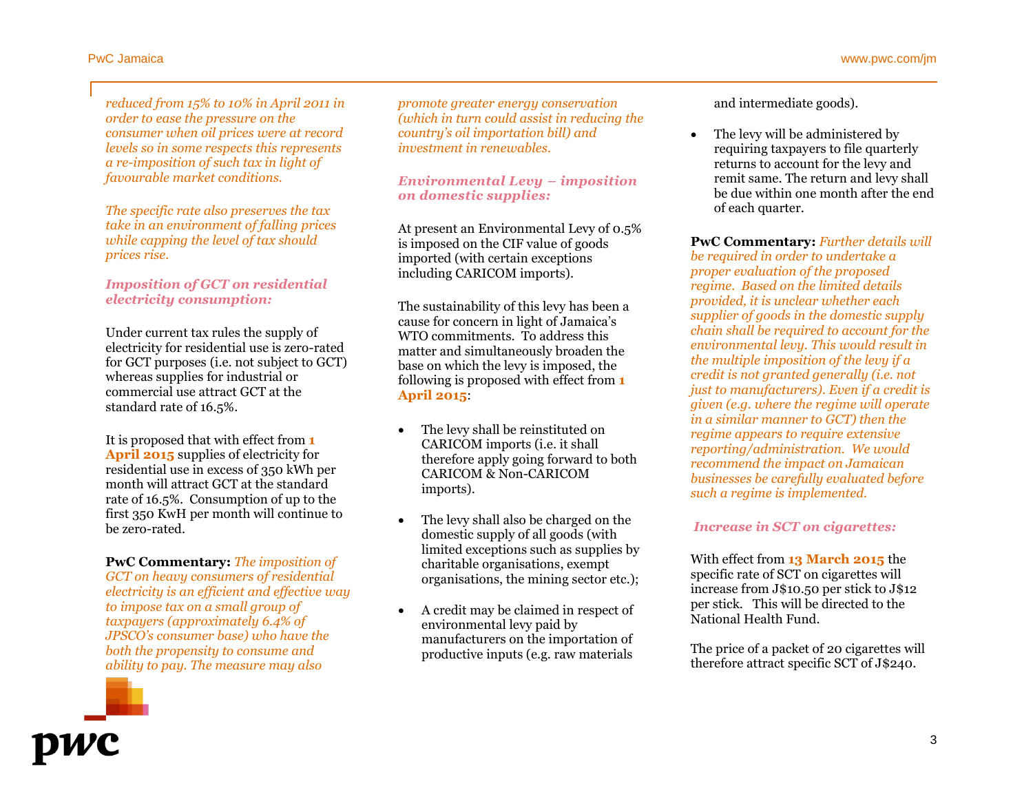*reduced from 15% to 10% in April 2011 in order to ease the pressure on the consumer when oil prices were at record levels so in some respects this represents a re-imposition of such tax in light of favourable market conditions.*

*The specific rate also preserves the tax take in an environment of falling prices while capping the level of tax should prices rise.*

### *Imposition of GCT on residential electricity consumption:*

Under current tax rules the supply of electricity for residential use is zero-rated for GCT purposes (i.e. not subject to GCT) whereas supplies for industrial or commercial use attract GCT at the standard rate of 16.5%.

It is proposed that with effect from **1 April 2015** supplies of electricity for residential use in excess of 350 kWh per month will attract GCT at the standard rate of 16.5%. Consumption of up to the first 350 KwH per month will continue to be zero-rated.

**PwC Commentary:** *The imposition of GCT on heavy consumers of residential electricity is an efficient and effective way to impose tax on a small group of taxpayers (approximately 6.4% of JPSCO's consumer base) who have the both the propensity to consume and ability to pay. The measure may also promote greater energy conservation (which in turn could assist in reducing the country's oil importation bill) and investment in renewables.*

### *Environmental Levy – imposition on domestic supplies:*

At present an Environmental Levy of 0.5% is imposed on the CIF value of goods imported (with certain exceptions including CARICOM imports).

The sustainability of this levy has been a cause for concern in light of Jamaica's WTO commitments. To address this matter and simultaneously broaden the base on which the levy is imposed, the following is proposed with effect from **1 April 2015**:

- The levy shall be reinstituted on CARICOM imports (i.e. it shall therefore apply going forward to both CARICOM & Non-CARICOM imports).
- The levy shall also be charged on the domestic supply of all goods (with limited exceptions such as supplies by charitable organisations, exempt organisations, the mining sector etc.);
- A credit may be claimed in respect of environmental levy paid by manufacturers on the importation of productive inputs (e.g. raw materials and intermediate goods).
- The levy will be administered by requiring taxpayers to file quarterly returns to account for the levy and remit same. The return and levy shall be due within one month after the end of each quarter.

**PwC Commentary:** *Further details will be required in order to undertake a proper evaluation of the proposed regime. Based on the limited details provided, it is unclear whether each supplier of goods in the domestic supply chain shall be required to account for the environmental levy. This would result in the multiple imposition of the levy if a credit is not granted generally (i.e. not just to manufacturers). Even if a credit is given (e.g. where the regime will operate in a similar manner to GCT) then the regime appears to require extensive reporting/administration. We would recommend the impact on Jamaican businesses be carefully evaluated before such a regime is implemented.*

### *Increase in SCT on cigarettes:*

With effect from **13 March 2015** the specific rate of SCT on cigarettes will increase from J$10.50 per stick to J$12 per stick. This will be directed to the National Health Fund.

The price of a packet of 20 cigarettes will therefore attract specific SCT of J$240.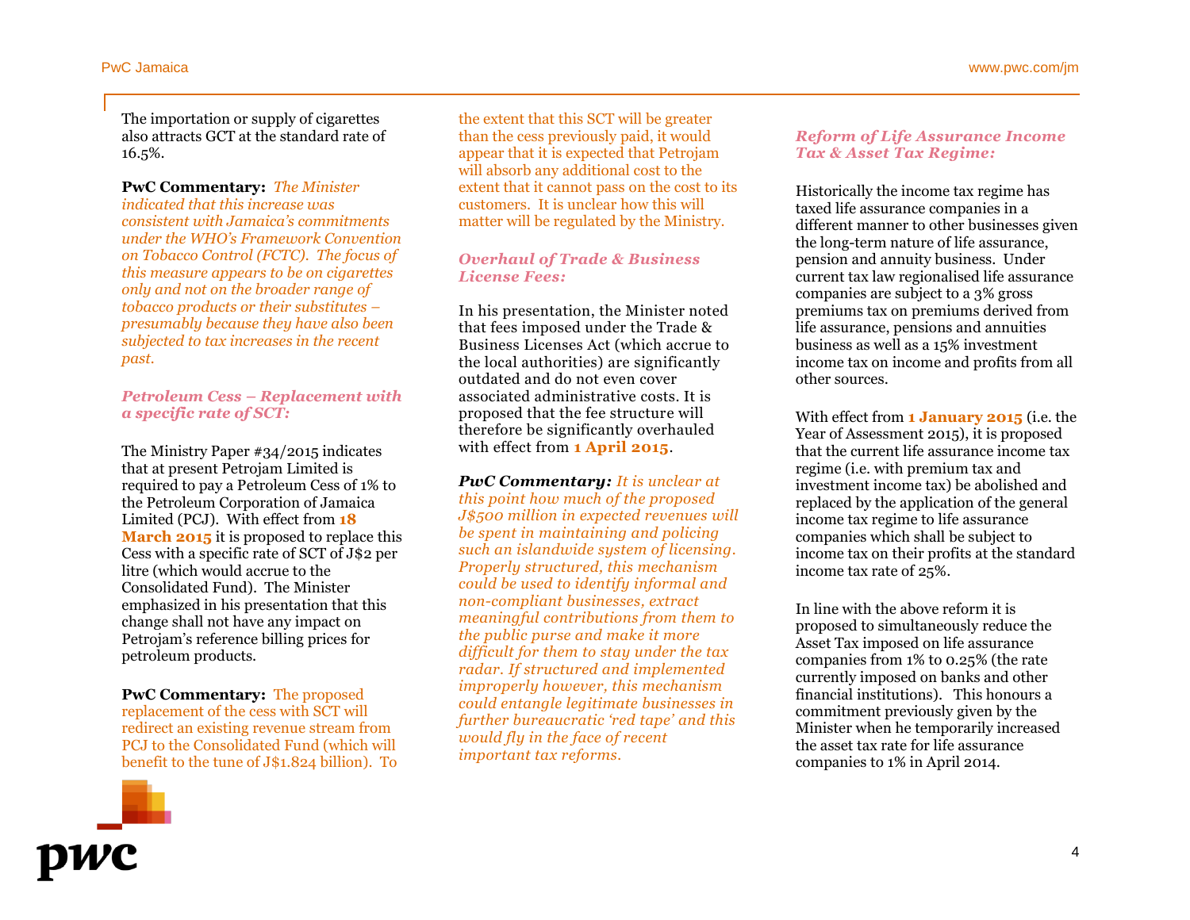The importation or supply of cigarettes also attracts GCT at the standard rate of 16.5%.

**PwC Commentary:** *The Minister indicated that this increase was consistent with Jamaica's commitments under the WHO's Framework Convention on Tobacco Control (FCTC). The focus of this measure appears to be on cigarettes only and not on the broader range of tobacco products or their substitutes – presumably because they have also been subjected to tax increases in the recent past.*

### *Petroleum Cess – Replacement with a specific rate of SCT:*

The Ministry Paper #34/2015 indicates that at present Petrojam Limited is required to pay a Petroleum Cess of 1% to the Petroleum Corporation of Jamaica Limited (PCJ). With effect from **18 March 2015** it is proposed to replace this Cess with a specific rate of SCT of J$2 per litre (which would accrue to the Consolidated Fund). The Minister emphasized in his presentation that this change shall not have any impact on Petrojam's reference billing prices for petroleum products.

**PwC Commentary:** The proposed replacement of the cess with SCT will redirect an existing revenue stream from PCJ to the Consolidated Fund (which will benefit to the tune of J$1.824 billion). To the extent that this SCT will be greater than the cess previously paid, it would appear that it is expected that Petrojam will absorb any additional cost to the extent that it cannot pass on the cost to its customers. It is unclear how this will matter will be regulated by the Ministry.

### *Overhaul of Trade & Business License Fees:*

In his presentation, the Minister noted that fees imposed under the Trade & Business Licenses Act (which accrue to the local authorities) are significantly outdated and do not even cover associated administrative costs. It is proposed that the fee structure will therefore be significantly overhauled with effect from **1 April 2015**.

***PwC Commentary:*** *It is unclear at this point how much of the proposed J$500 million in expected revenues will be spent in maintaining and policing such an islandwide system of licensing. Properly structured, this mechanism could be used to identify informal and non-compliant businesses, extract meaningful contributions from them to the public purse and make it more difficult for them to stay under the tax radar. If structured and implemented improperly however, this mechanism could entangle legitimate businesses in further bureaucratic 'red tape' and this would fly in the face of recent important tax reforms.*

### *Reform of Life Assurance Income Tax & Asset Tax Regime:*

Historically the income tax regime has taxed life assurance companies in a different manner to other businesses given the long-term nature of life assurance, pension and annuity business. Under current tax law regionalised life assurance companies are subject to a 3% gross premiums tax on premiums derived from life assurance, pensions and annuities business as well as a 15% investment income tax on income and profits from all other sources.

With effect from **1 January 2015** (i.e. the Year of Assessment 2015), it is proposed that the current life assurance income tax regime (i.e. with premium tax and investment income tax) be abolished and replaced by the application of the general income tax regime to life assurance companies which shall be subject to income tax on their profits at the standard income tax rate of 25%.

In line with the above reform it is proposed to simultaneously reduce the Asset Tax imposed on life assurance companies from 1% to 0.25% (the rate currently imposed on banks and other financial institutions). This honours a commitment previously given by the Minister when he temporarily increased the asset tax rate for life assurance companies to 1% in April 2014.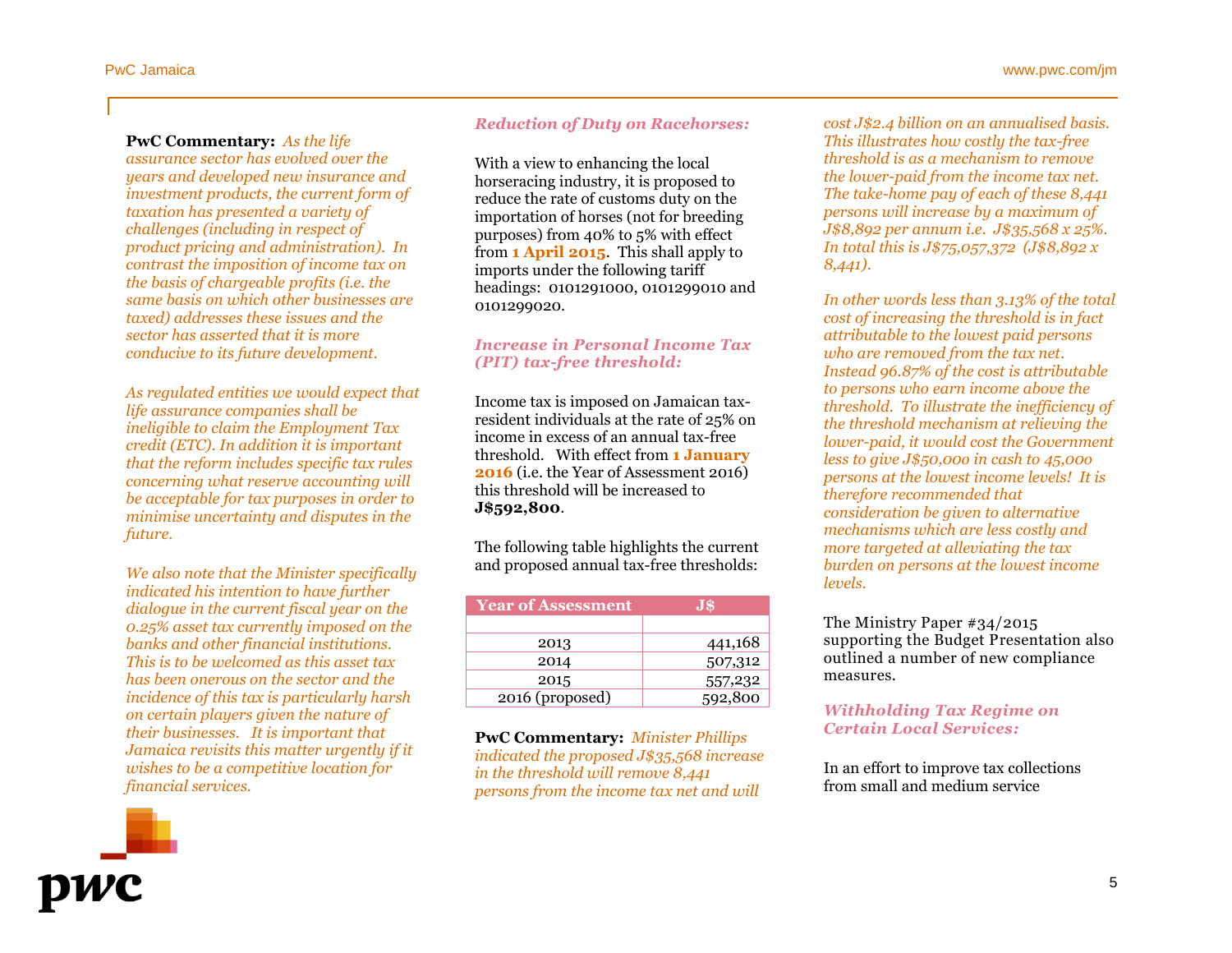**PwC Commentary:** *As the life assurance sector has evolved over the years and developed new insurance and investment products, the current form of taxation has presented a variety of challenges (including in respect of product pricing and administration). In contrast the imposition of income tax on the basis of chargeable profits (i.e. the same basis on which other businesses are taxed) addresses these issues and the sector has asserted that it is more conducive to its future development.*

*As regulated entities we would expect that life assurance companies shall be ineligible to claim the Employment Tax credit (ETC). In addition it is important that the reform includes specific tax rules concerning what reserve accounting will be acceptable for tax purposes in order to minimise uncertainty and disputes in the future.*

*We also note that the Minister specifically indicated his intention to have further dialogue in the current fiscal year on the 0.25% asset tax currently imposed on the banks and other financial institutions. This is to be welcomed as this asset tax has been onerous on the sector and the incidence of this tax is particularly harsh on certain players given the nature of their businesses. It is important that Jamaica revisits this matter urgently if it wishes to be a competitive location for financial services.*

### *Reduction of Duty on Racehorses:*

With a view to enhancing the local horseracing industry, it is proposed to reduce the rate of customs duty on the importation of horses (not for breeding purposes) from 40% to 5% with effect from **1 April 2015**. This shall apply to imports under the following tariff headings: 0101291000, 0101299010 and 0101299020.

### *Increase in Personal Income Tax (PIT) tax-free threshold:*

Income tax is imposed on Jamaican tax-resident individuals at the rate of 25% on income in excess of an annual tax-free threshold. With effect from **1 January 2016** (i.e. the Year of Assessment 2016) this threshold will be increased to **J$592,800**.

The following table highlights the current and proposed annual tax-free thresholds:

| Year of Assessment | J$ |
|---|---|
| | |
| 2013 | 441,168 |
| 2014 | 507,312 |
| 2015 | 557,232 |
| 2016 (proposed) | 592,800 |

**PwC Commentary:** *Minister Phillips indicated the proposed J$35,568 increase in the threshold will remove 8,441 persons from the income tax net and will cost J$2.4 billion on an annualised basis. This illustrates how costly the tax-free threshold is as a mechanism to remove the lower-paid from the income tax net. The take-home pay of each of these 8,441 persons will increase by a maximum of J$8,892 per annum i.e. J$35,568 x 25%. In total this is J$75,057,372 (J$8,892 x 8,441).*

*In other words less than 3.13% of the total cost of increasing the threshold is in fact attributable to the lowest paid persons who are removed from the tax net. Instead 96.87% of the cost is attributable to persons who earn income above the threshold. To illustrate the inefficiency of the threshold mechanism at relieving the lower-paid, it would cost the Government less to give J$50,000 in cash to 45,000 persons at the lowest income levels! It is therefore recommended that consideration be given to alternative mechanisms which are less costly and more targeted at alleviating the tax burden on persons at the lowest income levels.*

The Ministry Paper #34/2015 supporting the Budget Presentation also outlined a number of new compliance measures.

### *Withholding Tax Regime on Certain Local Services:*

In an effort to improve tax collections from small and medium service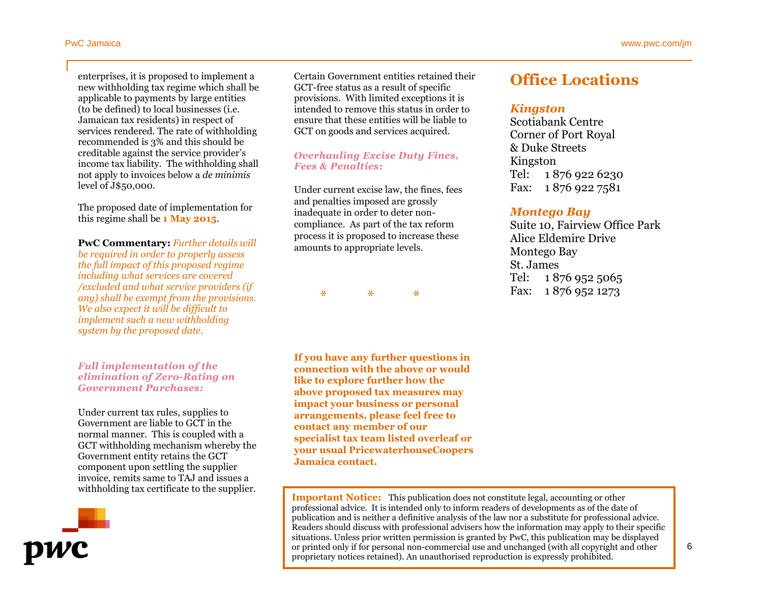enterprises, it is proposed to implement a new withholding tax regime which shall be applicable to payments by large entities (to be defined) to local businesses (i.e. Jamaican tax residents) in respect of services rendered. The rate of withholding recommended is 3% and this should be creditable against the service provider's income tax liability. The withholding shall not apply to invoices below a *de minimis* level of J$50,000.

The proposed date of implementation for this regime shall be **1 May 2015**.

**PwC Commentary:** *Further details will be required in order to properly assess the full impact of this proposed regime including what services are covered /excluded and what service providers (if any) shall be exempt from the provisions. We also expect it will be difficult to implement such a new withholding system by the proposed date.*

***Full implementation of the elimination of Zero-Rating on Government Purchases:***

Under current tax rules, supplies to Government are liable to GCT in the normal manner. This is coupled with a GCT withholding mechanism whereby the Government entity retains the GCT component upon settling the supplier invoice, remits same to TAJ and issues a withholding tax certificate to the supplier.

Certain Government entities retained their GCT-free status as a result of specific provisions. With limited exceptions it is intended to remove this status in order to ensure that these entities will be liable to GCT on goods and services acquired.

***Overhauling Excise Duty Fines, Fees & Penalties:***

Under current excise law, the fines, fees and penalties imposed are grossly inadequate in order to deter non-compliance. As part of the tax reform process it is proposed to increase these amounts to appropriate levels.

\*  \*  \*

**If you have any further questions in connection with the above or would like to explore further how the above proposed tax measures may impact your business or personal arrangements, please feel free to contact any member of our specialist tax team listed overleaf or your usual PricewaterhouseCoopers Jamaica contact.**

## Office Locations

### *Kingston*

Scotiabank Centre
Corner of Port Royal
& Duke Streets
Kingston
Tel: 1 876 922 6230
Fax: 1 876 922 7581

### *Montego Bay*

Suite 10, Fairview Office Park
Alice Eldemire Drive
Montego Bay
St. James
Tel: 1 876 952 5065
Fax: 1 876 952 1273

**Important Notice:** This publication does not constitute legal, accounting or other professional advice. It is intended only to inform readers of developments as of the date of publication and is neither a definitive analysis of the law nor a substitute for professional advice. Readers should discuss with professional advisers how the information may apply to their specific situations. Unless prior written permission is granted by PwC, this publication may be displayed or printed only if for personal non-commercial use and unchanged (with all copyright and other proprietary notices retained). An unauthorised reproduction is expressly prohibited.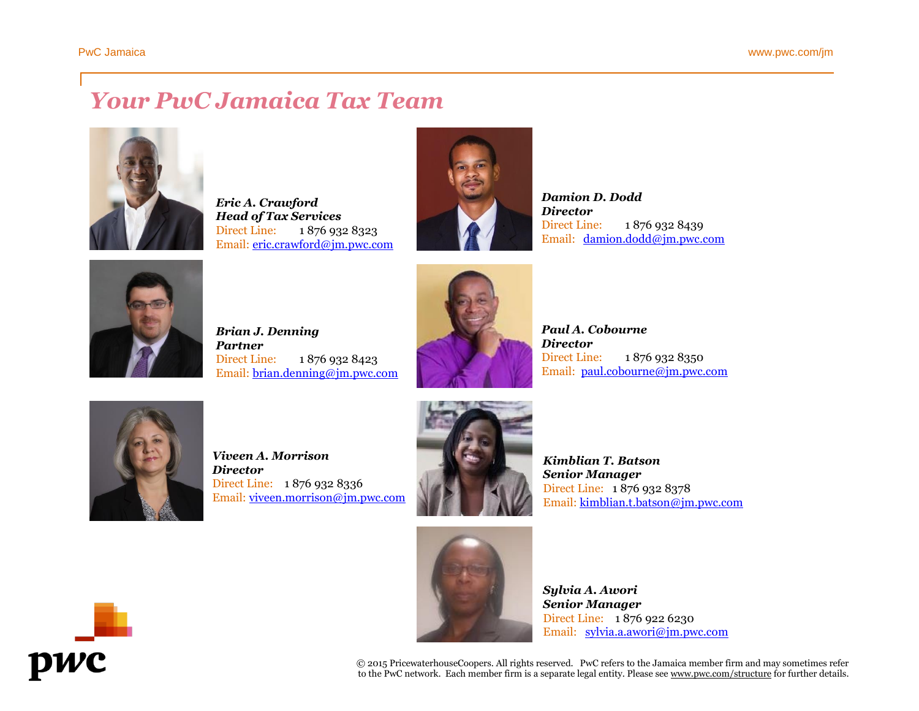# *Your PwC Jamaica Tax Team*

***Eric A. Crawford***
***Head of Tax Services***
Direct Line: 1 876 932 8323
Email: eric.crawford@jm.pwc.com

***Damion D. Dodd***
***Director***
Direct Line: 1 876 932 8439
Email: damion.dodd@jm.pwc.com

***Brian J. Denning***
***Partner***
Direct Line: 1 876 932 8423
Email: brian.denning@jm.pwc.com

***Paul A. Cobourne***
***Director***
Direct Line: 1 876 932 8350
Email: paul.cobourne@jm.pwc.com

***Viveen A. Morrison***
***Director***
Direct Line: 1 876 932 8336
Email: viveen.morrison@jm.pwc.com

***Kimblian T. Batson***
***Senior Manager***
Direct Line: 1 876 932 8378
Email: kimblian.t.batson@jm.pwc.com

***Sylvia A. Awori***
***Senior Manager***
Direct Line: 1 876 922 6230
Email: sylvia.a.awori@jm.pwc.com

© 2015 PricewaterhouseCoopers. All rights reserved. PwC refers to the Jamaica member firm and may sometimes refer to the PwC network. Each member firm is a separate legal entity. Please see www.pwc.com/structure for further details.